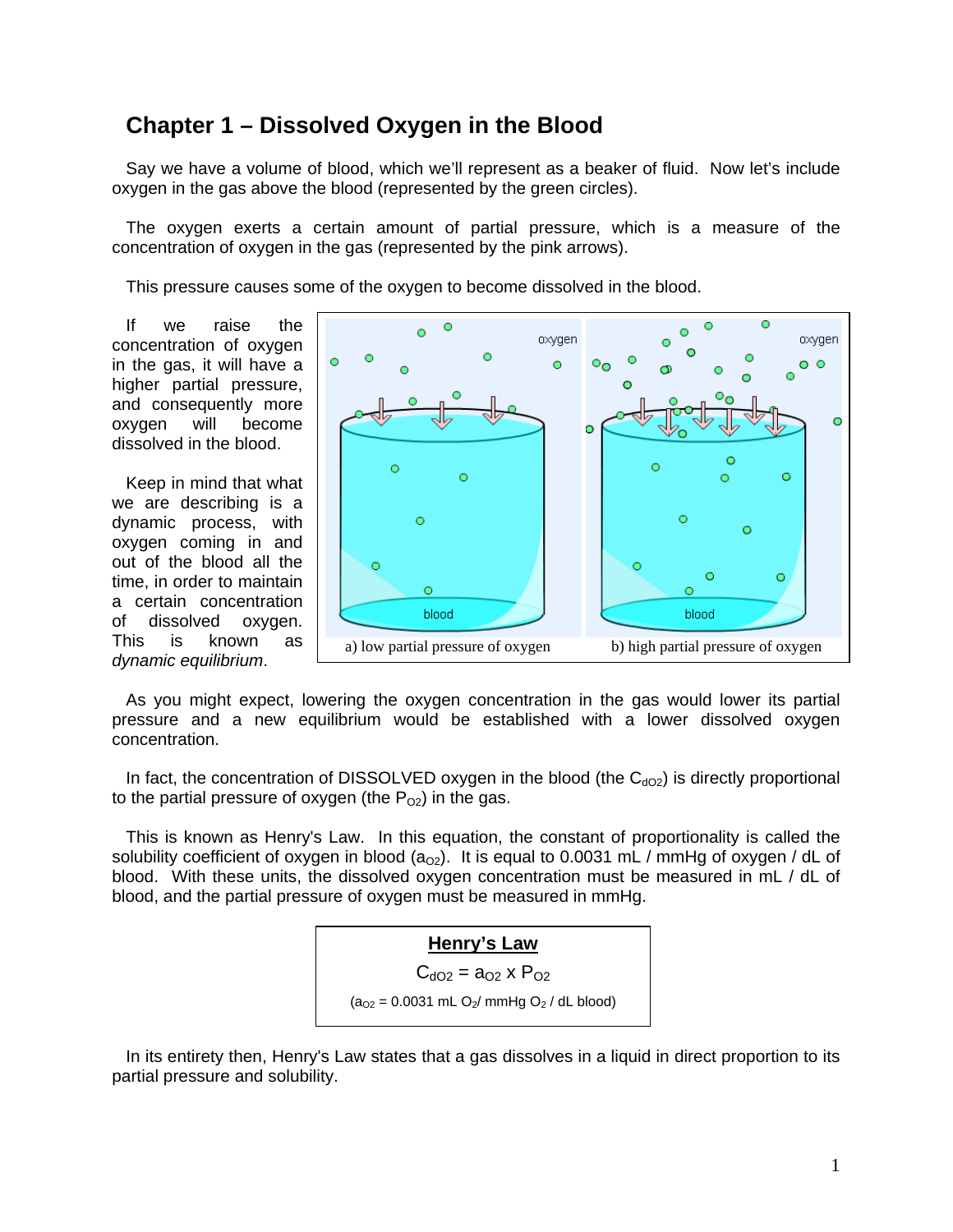# Chapter 1 – Dissolved Oxygen in the Blood

Say we have a volume of blood, which we'll represent as a beaker of fluid. Now let's include oxygen in the gas above the blood (represented by the green circles).

The oxygen exerts a certain amount of partial pressure, which is a measure of the concentration of oxygen in the gas (represented by the pink arrows).

This pressure causes some of the oxygen to become dissolved in the blood.

If we raise the concentration of oxygen in the gas, it will have a higher partial pressure, and consequently more oxygen will become dissolved in the blood.

Keep in mind that what we are describing is a dynamic process, with oxygen coming in and out of the blood all the time, in order to maintain a certain concentration of dissolved oxygen. This is known as *dynamic equilibrium*.

a) low partial pressure of oxygen b) high partial pressure of oxygen

As you might expect, lowering the oxygen concentration in the gas would lower its partial pressure and a new equilibrium would be established with a lower dissolved oxygen concentration.

In fact, the concentration of DISSOLVED oxygen in the blood (the $C_{dO2}$) is directly proportional to the partial pressure of oxygen (the $P_{O2}$) in the gas.

This is known as Henry's Law. In this equation, the constant of proportionality is called the solubility coefficient of oxygen in blood ($a_{O2}$). It is equal to 0.0031 mL / mmHg of oxygen / dL of blood. With these units, the dissolved oxygen concentration must be measured in mL / dL of blood, and the partial pressure of oxygen must be measured in mmHg.

**Henry's Law**

$$C_{dO2} = a_{O2} \times P_{O2}$$

($a_{O2}$ = 0.0031 mL $O_2$/ mmHg $O_2$ / dL blood)

In its entirety then, Henry's Law states that a gas dissolves in a liquid in direct proportion to its partial pressure and solubility.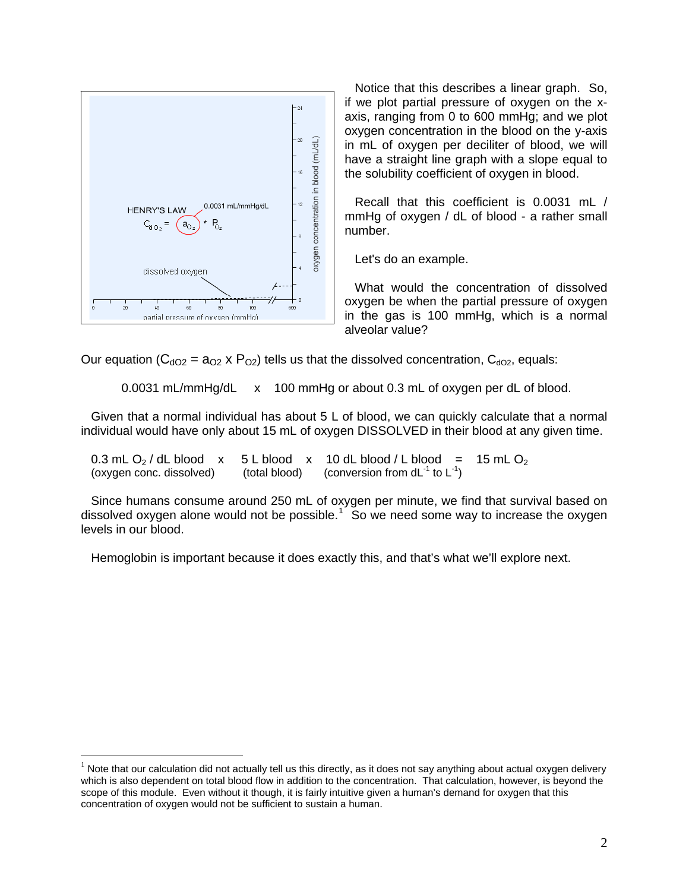Notice that this describes a linear graph. So, if we plot partial pressure of oxygen on the x-axis, ranging from 0 to 600 mmHg; and we plot oxygen concentration in the blood on the y-axis in mL of oxygen per deciliter of blood, we will have a straight line graph with a slope equal to the solubility coefficient of oxygen in blood.

Recall that this coefficient is 0.0031 mL / mmHg of oxygen / dL of blood - a rather small number.

Let's do an example.

What would the concentration of dissolved oxygen be when the partial pressure of oxygen in the gas is 100 mmHg, which is a normal alveolar value?

Our equation ($C_{dO2} = a_{O2} \times P_{O2}$) tells us that the dissolved concentration, $C_{dO2}$, equals:

0.0031 mL/mmHg/dL x 100 mmHg or about 0.3 mL of oxygen per dL of blood.

Given that a normal individual has about 5 L of blood, we can quickly calculate that a normal individual would have only about 15 mL of oxygen DISSOLVED in their blood at any given time.

$0.3$ mL $O_2$ / dL blood (oxygen conc. dissolved) x 5 L blood (total blood) x 10 dL blood / L blood (conversion from $dL^{-1}$ to $L^{-1}$) = 15 mL $O_2$

Since humans consume around 250 mL of oxygen per minute, we find that survival based on dissolved oxygen alone would not be possible.[1] So we need some way to increase the oxygen levels in our blood.

Hemoglobin is important because it does exactly this, and that's what we'll explore next.

---

[1] Note that our calculation did not actually tell us this directly, as it does not say anything about actual oxygen delivery which is also dependent on total blood flow in addition to the concentration. That calculation, however, is beyond the scope of this module. Even without it though, it is fairly intuitive given a human's demand for oxygen that this concentration of oxygen would not be sufficient to sustain a human.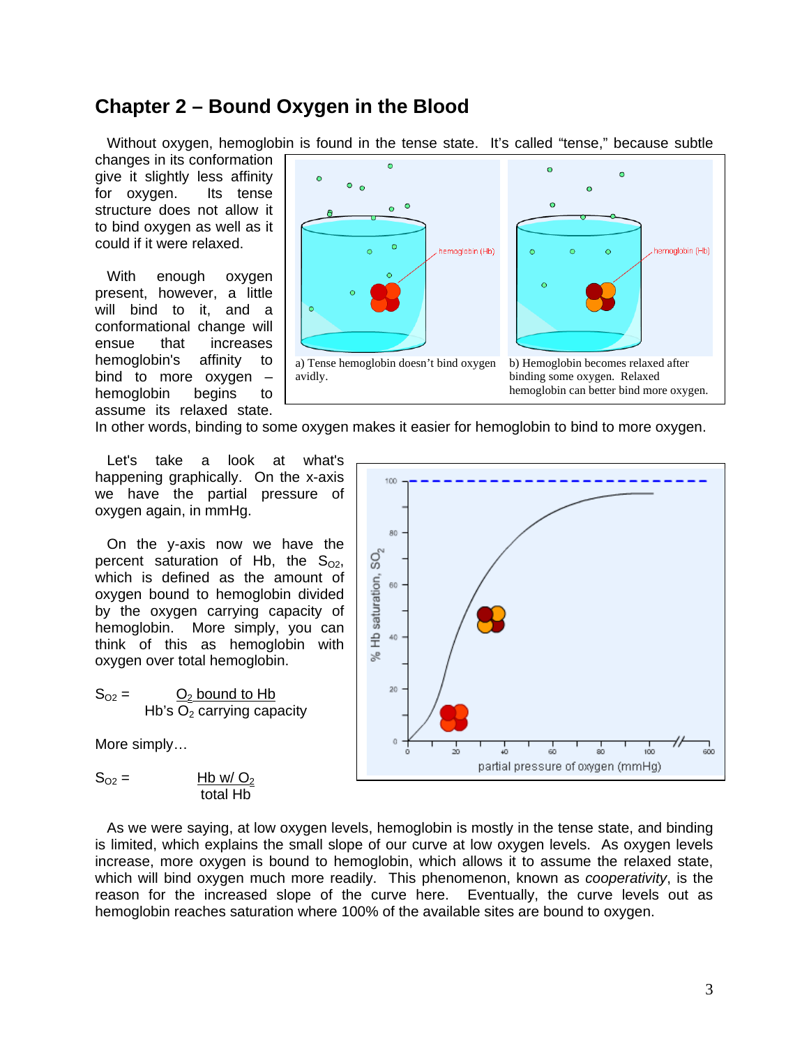## Chapter 2 – Bound Oxygen in the Blood

Without oxygen, hemoglobin is found in the tense state. It's called "tense," because subtle changes in its conformation give it slightly less affinity for oxygen. Its tense structure does not allow it to bind oxygen as well as it could if it were relaxed.

With enough oxygen present, however, a little will bind to it, and a conformational change will ensue that increases hemoglobin's affinity to bind to more oxygen – hemoglobin begins to assume its relaxed state. In other words, binding to some oxygen makes it easier for hemoglobin to bind to more oxygen.

a) Tense hemoglobin doesn't bind oxygen avidly.

b) Hemoglobin becomes relaxed after binding some oxygen. Relaxed hemoglobin can better bind more oxygen.

Let's take a look at what's happening graphically. On the x-axis we have the partial pressure of oxygen again, in mmHg.

On the y-axis now we have the percent saturation of Hb, the $S_{O2}$, which is defined as the amount of oxygen bound to hemoglobin divided by the oxygen carrying capacity of hemoglobin. More simply, you can think of this as hemoglobin with oxygen over total hemoglobin.

$$S_{O2} = \frac{O_2 \text{ bound to Hb}}{\text{Hb's } O_2 \text{ carrying capacity}}$$

More simply…

$$S_{O2} = \frac{\text{Hb w/ } O_2}{\text{total Hb}}$$

As we were saying, at low oxygen levels, hemoglobin is mostly in the tense state, and binding is limited, which explains the small slope of our curve at low oxygen levels. As oxygen levels increase, more oxygen is bound to hemoglobin, which allows it to assume the relaxed state, which will bind oxygen much more readily. This phenomenon, known as *cooperativity*, is the reason for the increased slope of the curve here. Eventually, the curve levels out as hemoglobin reaches saturation where 100% of the available sites are bound to oxygen.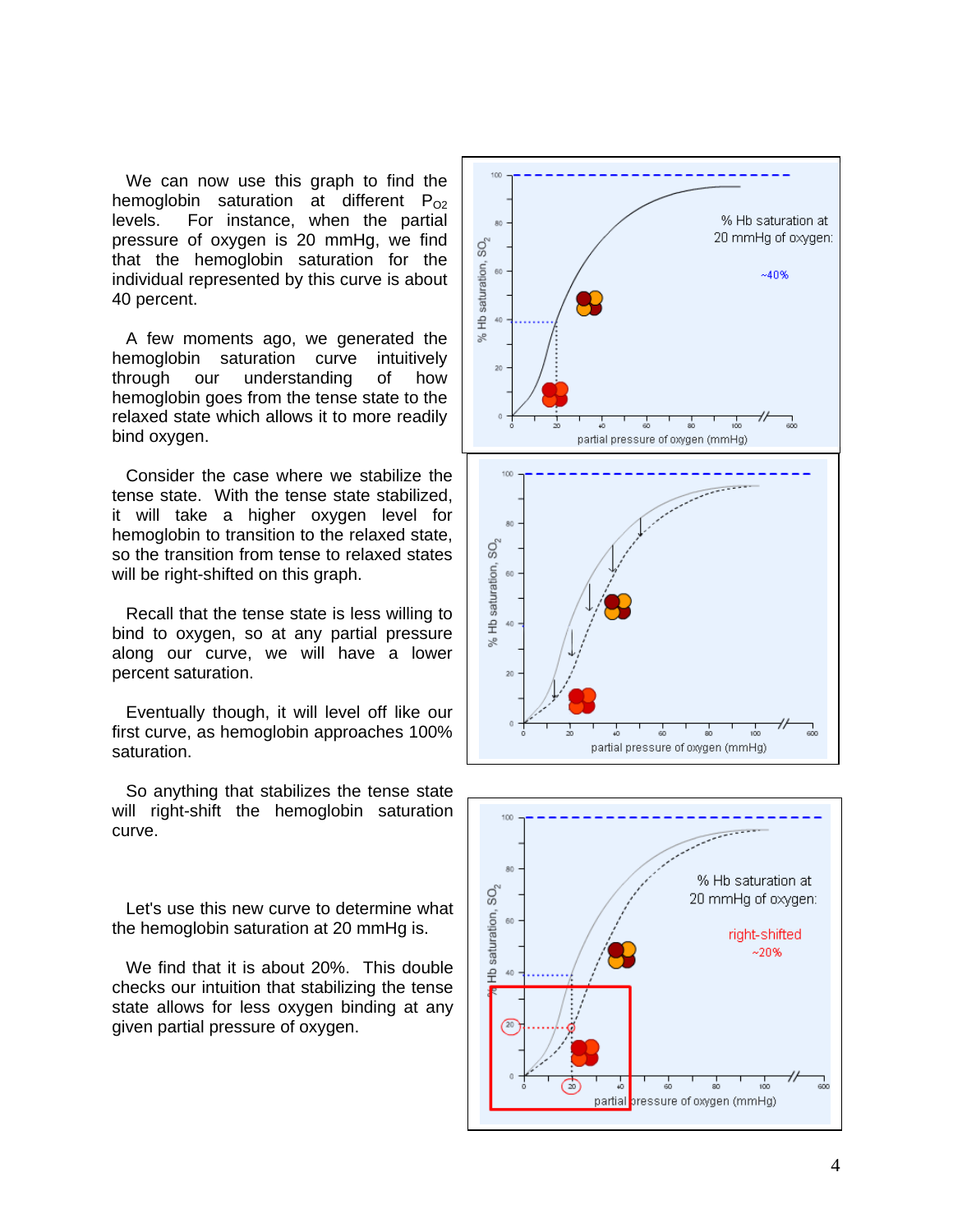We can now use this graph to find the hemoglobin saturation at different $P_{O2}$ levels. For instance, when the partial pressure of oxygen is 20 mmHg, we find that the hemoglobin saturation for the individual represented by this curve is about 40 percent.

A few moments ago, we generated the hemoglobin saturation curve intuitively through our understanding of how hemoglobin goes from the tense state to the relaxed state which allows it to more readily bind oxygen.

Consider the case where we stabilize the tense state. With the tense state stabilized, it will take a higher oxygen level for hemoglobin to transition to the relaxed state, so the transition from tense to relaxed states will be right-shifted on this graph.

Recall that the tense state is less willing to bind to oxygen, so at any partial pressure along our curve, we will have a lower percent saturation.

Eventually though, it will level off like our first curve, as hemoglobin approaches 100% saturation.

So anything that stabilizes the tense state will right-shift the hemoglobin saturation curve.

Let's use this new curve to determine what the hemoglobin saturation at 20 mmHg is.

We find that it is about 20%. This double checks our intuition that stabilizing the tense state allows for less oxygen binding at any given partial pressure of oxygen.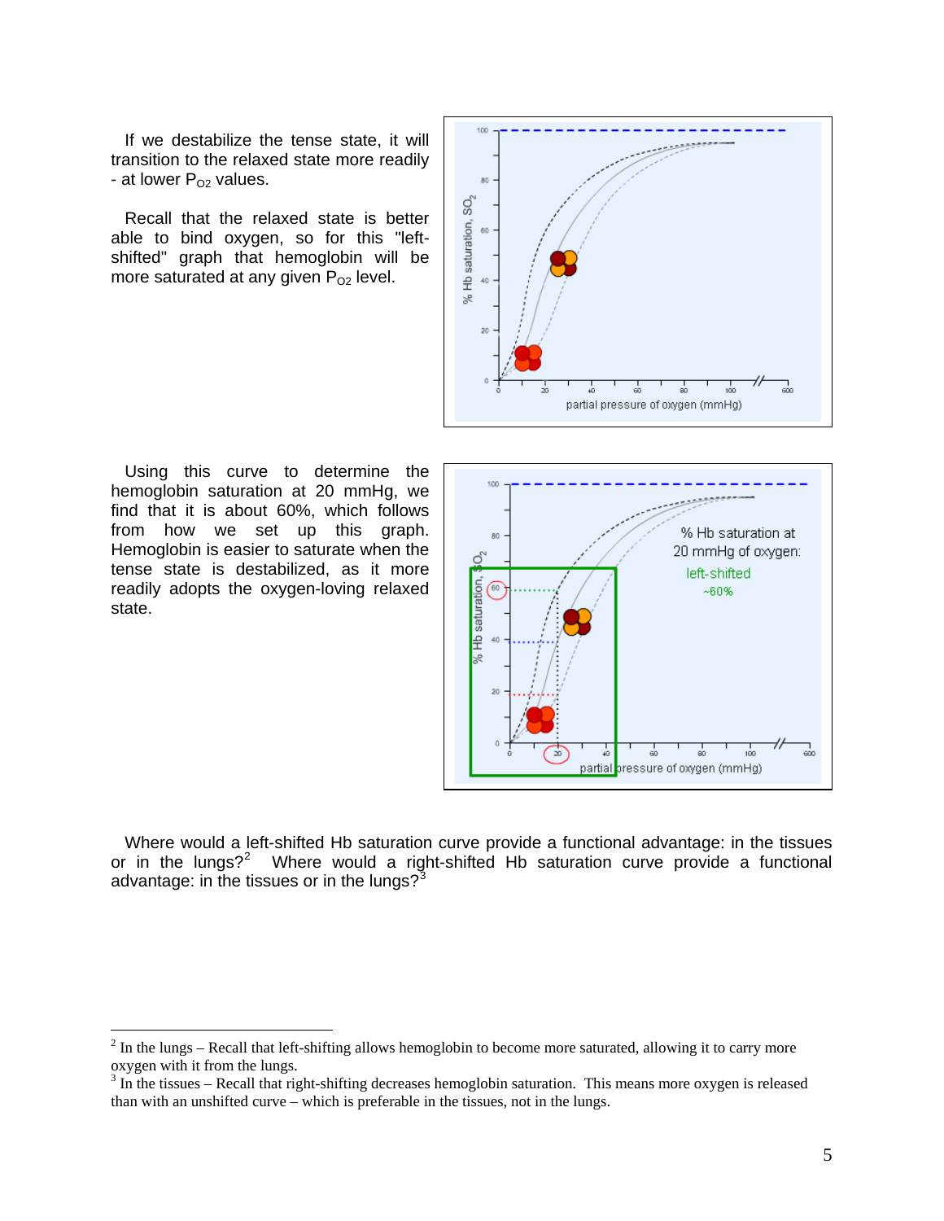If we destabilize the tense state, it will transition to the relaxed state more readily - at lower $P_{O2}$ values.

Recall that the relaxed state is better able to bind oxygen, so for this "left-shifted" graph that hemoglobin will be more saturated at any given $P_{O2}$ level.

Using this curve to determine the hemoglobin saturation at 20 mmHg, we find that it is about 60%, which follows from how we set up this graph. Hemoglobin is easier to saturate when the tense state is destabilized, as it more readily adopts the oxygen-loving relaxed state.

Where would a left-shifted Hb saturation curve provide a functional advantage: in the tissues or in the lungs?[2] Where would a right-shifted Hb saturation curve provide a functional advantage: in the tissues or in the lungs?[3]

---

[2] In the lungs – Recall that left-shifting allows hemoglobin to become more saturated, allowing it to carry more oxygen with it from the lungs.

[3] In the tissues – Recall that right-shifting decreases hemoglobin saturation. This means more oxygen is released than with an unshifted curve – which is preferable in the tissues, not in the lungs.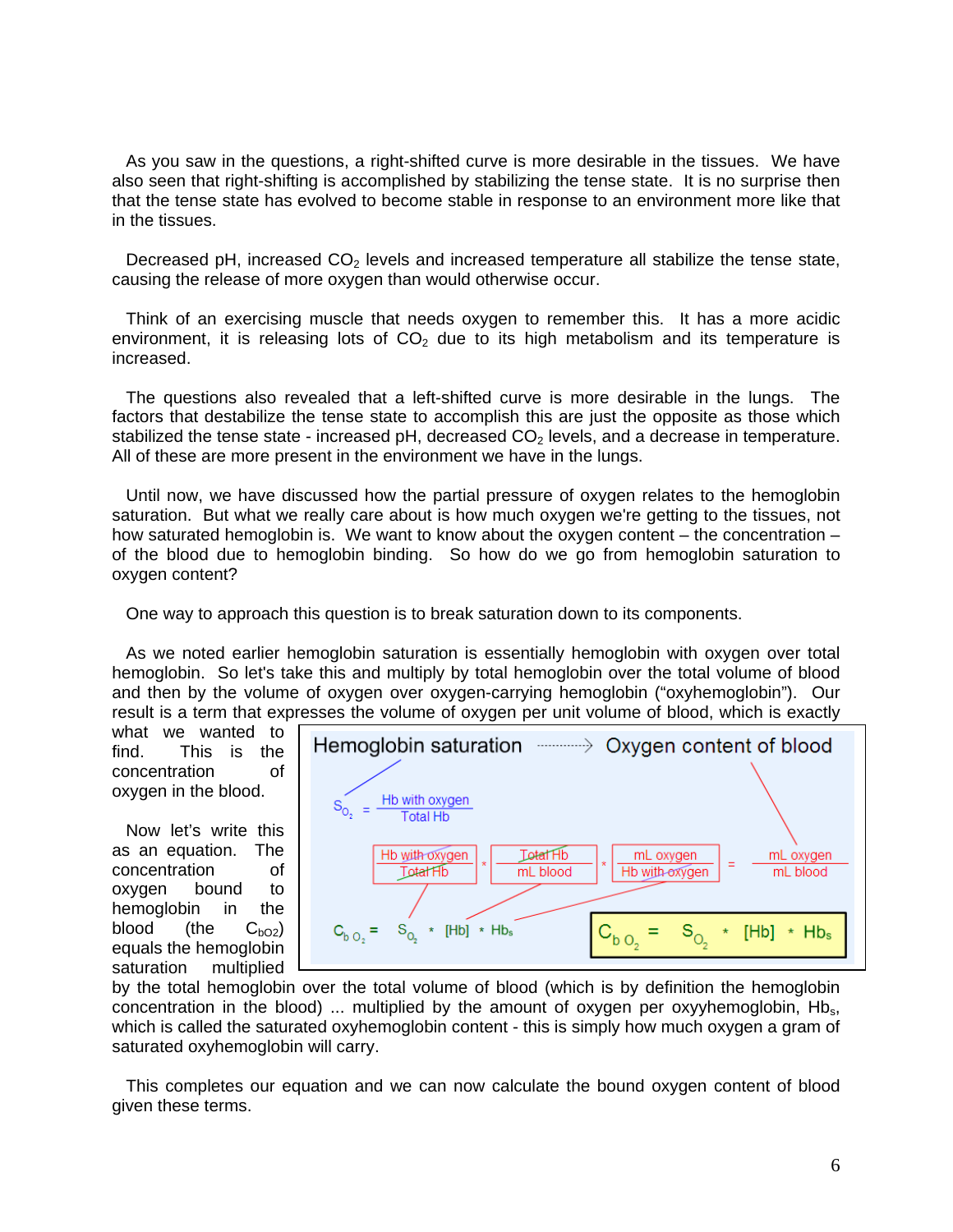As you saw in the questions, a right-shifted curve is more desirable in the tissues. We have also seen that right-shifting is accomplished by stabilizing the tense state. It is no surprise then that the tense state has evolved to become stable in response to an environment more like that in the tissues.

Decreased pH, increased $CO_2$ levels and increased temperature all stabilize the tense state, causing the release of more oxygen than would otherwise occur.

Think of an exercising muscle that needs oxygen to remember this. It has a more acidic environment, it is releasing lots of $CO_2$ due to its high metabolism and its temperature is increased.

The questions also revealed that a left-shifted curve is more desirable in the lungs. The factors that destabilize the tense state to accomplish this are just the opposite as those which stabilized the tense state - increased pH, decreased $CO_2$ levels, and a decrease in temperature. All of these are more present in the environment we have in the lungs.

Until now, we have discussed how the partial pressure of oxygen relates to the hemoglobin saturation. But what we really care about is how much oxygen we're getting to the tissues, not how saturated hemoglobin is. We want to know about the oxygen content – the concentration – of the blood due to hemoglobin binding. So how do we go from hemoglobin saturation to oxygen content?

One way to approach this question is to break saturation down to its components.

As we noted earlier hemoglobin saturation is essentially hemoglobin with oxygen over total hemoglobin. So let's take this and multiply by total hemoglobin over the total volume of blood and then by the volume of oxygen over oxygen-carrying hemoglobin ("oxyhemoglobin"). Our result is a term that expresses the volume of oxygen per unit volume of blood, which is exactly what we wanted to find. This is the concentration of oxygen in the blood.

**Hemoglobin saturation ⇢ Oxygen content of blood**

$$S_{O_2} = \frac{\text{Hb with oxygen}}{\text{Total Hb}}$$

$$\frac{\text{Hb with oxygen}}{\text{Total Hb}} * \frac{\text{Total Hb}}{\text{mL blood}} * \frac{\text{mL oxygen}}{\text{Hb with oxygen}} = \frac{\text{mL oxygen}}{\text{mL blood}}$$

$$C_{b\,O_2} = S_{O_2} * [Hb] * Hb_s$$

Now let's write this as an equation. The concentration of oxygen bound to hemoglobin in the blood (the $C_{bO2}$) equals the hemoglobin saturation multiplied by the total hemoglobin over the total volume of blood (which is by definition the hemoglobin concentration in the blood) ... multiplied by the amount of oxygen per oxyyhemoglobin, $Hb_s$, which is called the saturated oxyhemoglobin content - this is simply how much oxygen a gram of saturated oxyhemoglobin will carry.

This completes our equation and we can now calculate the bound oxygen content of blood given these terms.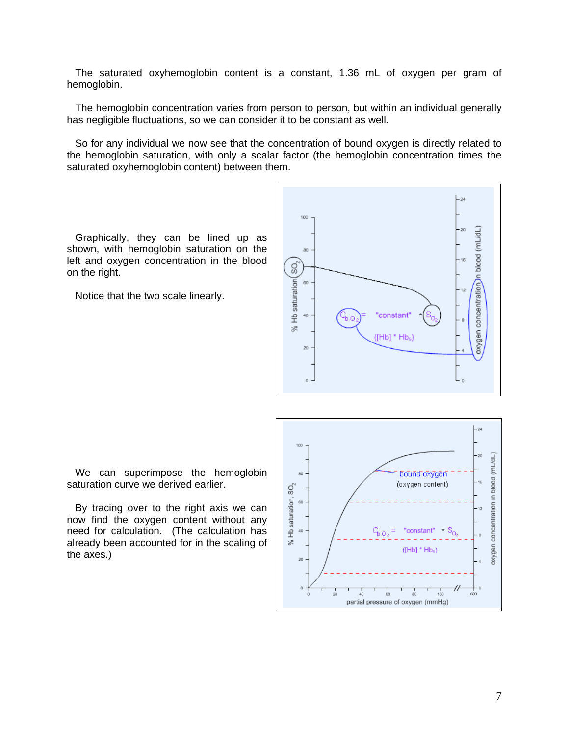The saturated oxyhemoglobin content is a constant, 1.36 mL of oxygen per gram of hemoglobin.

The hemoglobin concentration varies from person to person, but within an individual generally has negligible fluctuations, so we can consider it to be constant as well.

So for any individual we now see that the concentration of bound oxygen is directly related to the hemoglobin saturation, with only a scalar factor (the hemoglobin concentration times the saturated oxyhemoglobin content) between them.

Graphically, they can be lined up as shown, with hemoglobin saturation on the left and oxygen concentration in the blood on the right.

Notice that the two scale linearly.

We can superimpose the hemoglobin saturation curve we derived earlier.

By tracing over to the right axis we can now find the oxygen content without any need for calculation. (The calculation has already been accounted for in the scaling of the axes.)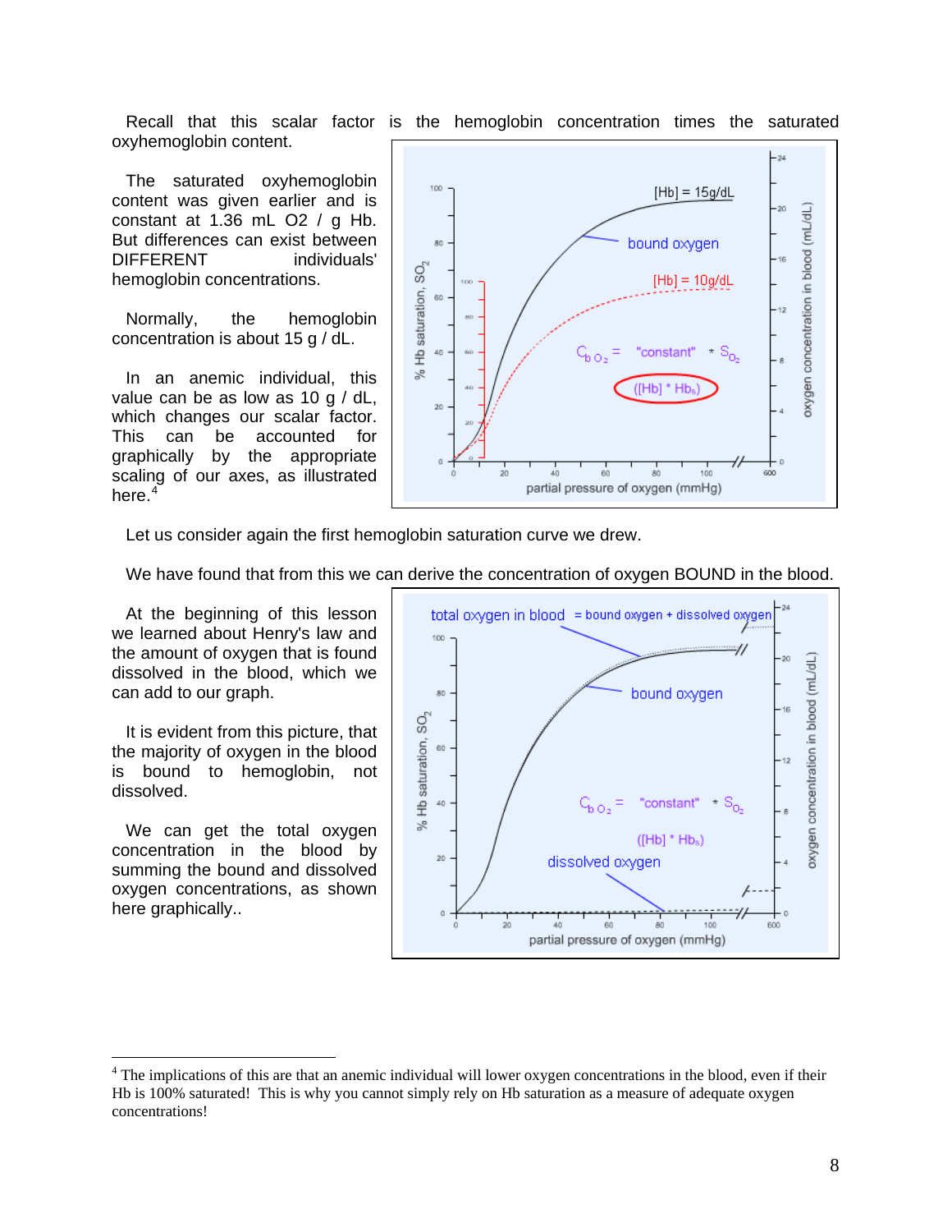Recall that this scalar factor is the hemoglobin concentration times the saturated oxyhemoglobin content.

The saturated oxyhemoglobin content was given earlier and is constant at 1.36 mL O2 / g Hb. But differences can exist between DIFFERENT individuals' hemoglobin concentrations.

Normally, the hemoglobin concentration is about 15 g / dL.

In an anemic individual, this value can be as low as 10 g / dL, which changes our scalar factor. This can be accounted for graphically by the appropriate scaling of our axes, as illustrated here.[4]

Let us consider again the first hemoglobin saturation curve we drew.

We have found that from this we can derive the concentration of oxygen BOUND in the blood.

At the beginning of this lesson we learned about Henry's law and the amount of oxygen that is found dissolved in the blood, which we can add to our graph.

It is evident from this picture, that the majority of oxygen in the blood is bound to hemoglobin, not dissolved.

We can get the total oxygen concentration in the blood by summing the bound and dissolved oxygen concentrations, as shown here graphically..

---

[4] The implications of this are that an anemic individual will lower oxygen concentrations in the blood, even if their Hb is 100% saturated! This is why you cannot simply rely on Hb saturation as a measure of adequate oxygen concentrations!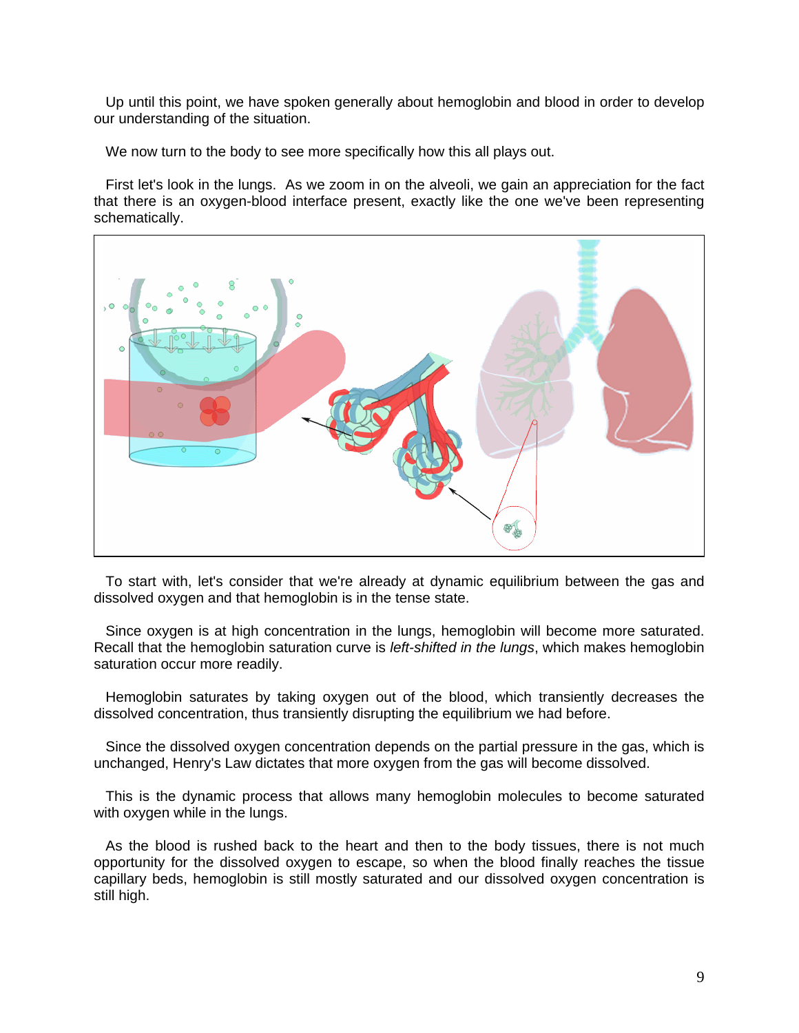Up until this point, we have spoken generally about hemoglobin and blood in order to develop our understanding of the situation.

We now turn to the body to see more specifically how this all plays out.

First let's look in the lungs. As we zoom in on the alveoli, we gain an appreciation for the fact that there is an oxygen-blood interface present, exactly like the one we've been representing schematically.

To start with, let's consider that we're already at dynamic equilibrium between the gas and dissolved oxygen and that hemoglobin is in the tense state.

Since oxygen is at high concentration in the lungs, hemoglobin will become more saturated. Recall that the hemoglobin saturation curve is *left-shifted in the lungs*, which makes hemoglobin saturation occur more readily.

Hemoglobin saturates by taking oxygen out of the blood, which transiently decreases the dissolved concentration, thus transiently disrupting the equilibrium we had before.

Since the dissolved oxygen concentration depends on the partial pressure in the gas, which is unchanged, Henry's Law dictates that more oxygen from the gas will become dissolved.

This is the dynamic process that allows many hemoglobin molecules to become saturated with oxygen while in the lungs.

As the blood is rushed back to the heart and then to the body tissues, there is not much opportunity for the dissolved oxygen to escape, so when the blood finally reaches the tissue capillary beds, hemoglobin is still mostly saturated and our dissolved oxygen concentration is still high.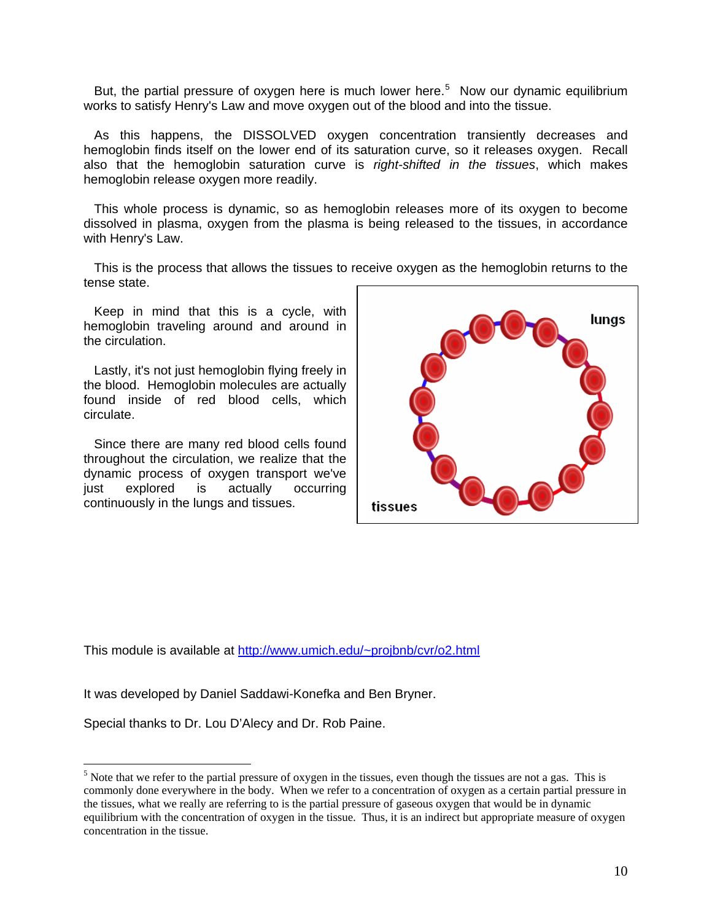But, the partial pressure of oxygen here is much lower here.[5] Now our dynamic equilibrium works to satisfy Henry's Law and move oxygen out of the blood and into the tissue.

As this happens, the DISSOLVED oxygen concentration transiently decreases and hemoglobin finds itself on the lower end of its saturation curve, so it releases oxygen. Recall also that the hemoglobin saturation curve is *right-shifted in the tissues*, which makes hemoglobin release oxygen more readily.

This whole process is dynamic, so as hemoglobin releases more of its oxygen to become dissolved in plasma, oxygen from the plasma is being released to the tissues, in accordance with Henry's Law.

This is the process that allows the tissues to receive oxygen as the hemoglobin returns to the tense state.

Keep in mind that this is a cycle, with hemoglobin traveling around and around in the circulation.

Lastly, it's not just hemoglobin flying freely in the blood. Hemoglobin molecules are actually found inside of red blood cells, which circulate.

Since there are many red blood cells found throughout the circulation, we realize that the dynamic process of oxygen transport we've just explored is actually occurring continuously in the lungs and tissues.

lungs

tissues

This module is available at [http://www.umich.edu/~projbnb/cvr/o2.html](http://www.umich.edu/~projbnb/cvr/o2.html)

It was developed by Daniel Saddawi-Konefka and Ben Bryner.

Special thanks to Dr. Lou D'Alecy and Dr. Rob Paine.

---

[5] Note that we refer to the partial pressure of oxygen in the tissues, even though the tissues are not a gas. This is commonly done everywhere in the body. When we refer to a concentration of oxygen as a certain partial pressure in the tissues, what we really are referring to is the partial pressure of gaseous oxygen that would be in dynamic equilibrium with the concentration of oxygen in the tissue. Thus, it is an indirect but appropriate measure of oxygen concentration in the tissue.